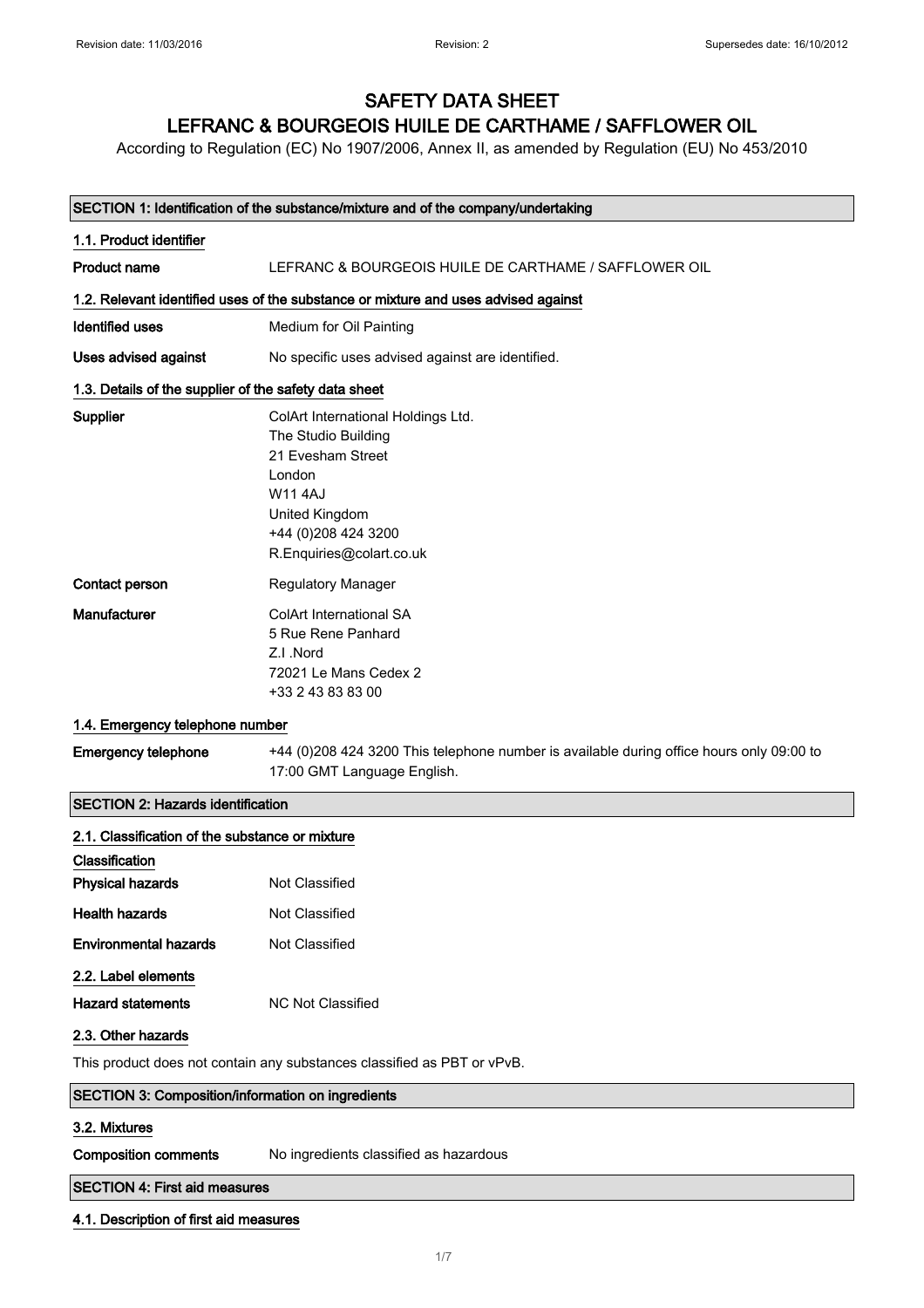# SAFETY DATA SHEET
# LEFRANC & BOURGEOIS HUILE DE CARTHAME / SAFFLOWER OIL

According to Regulation (EC) No 1907/2006, Annex II, as amended by Regulation (EU) No 453/2010

## SECTION 1: Identification of the substance/mixture and of the company/undertaking

### 1.1. Product identifier

**Product name** LEFRANC & BOURGEOIS HUILE DE CARTHAME / SAFFLOWER OIL

### 1.2. Relevant identified uses of the substance or mixture and uses advised against

**Identified uses** Medium for Oil Painting

**Uses advised against** No specific uses advised against are identified.

### 1.3. Details of the supplier of the safety data sheet

**Supplier**
ColArt International Holdings Ltd.
The Studio Building
21 Evesham Street
London
W11 4AJ
United Kingdom
+44 (0)208 424 3200
R.Enquiries@colart.co.uk

**Contact person** Regulatory Manager

**Manufacturer**
ColArt International SA
5 Rue Rene Panhard
Z.I .Nord
72021 Le Mans Cedex 2
+33 2 43 83 83 00

### 1.4. Emergency telephone number

**Emergency telephone** +44 (0)208 424 3200 This telephone number is available during office hours only 09:00 to 17:00 GMT Language English.

## SECTION 2: Hazards identification

### 2.1. Classification of the substance or mixture

**Classification**

**Physical hazards** Not Classified

**Health hazards** Not Classified

**Environmental hazards** Not Classified

### 2.2. Label elements

**Hazard statements** NC Not Classified

### 2.3. Other hazards

This product does not contain any substances classified as PBT or vPvB.

## SECTION 3: Composition/information on ingredients

### 3.2. Mixtures

**Composition comments** No ingredients classified as hazardous

## SECTION 4: First aid measures

### 4.1. Description of first aid measures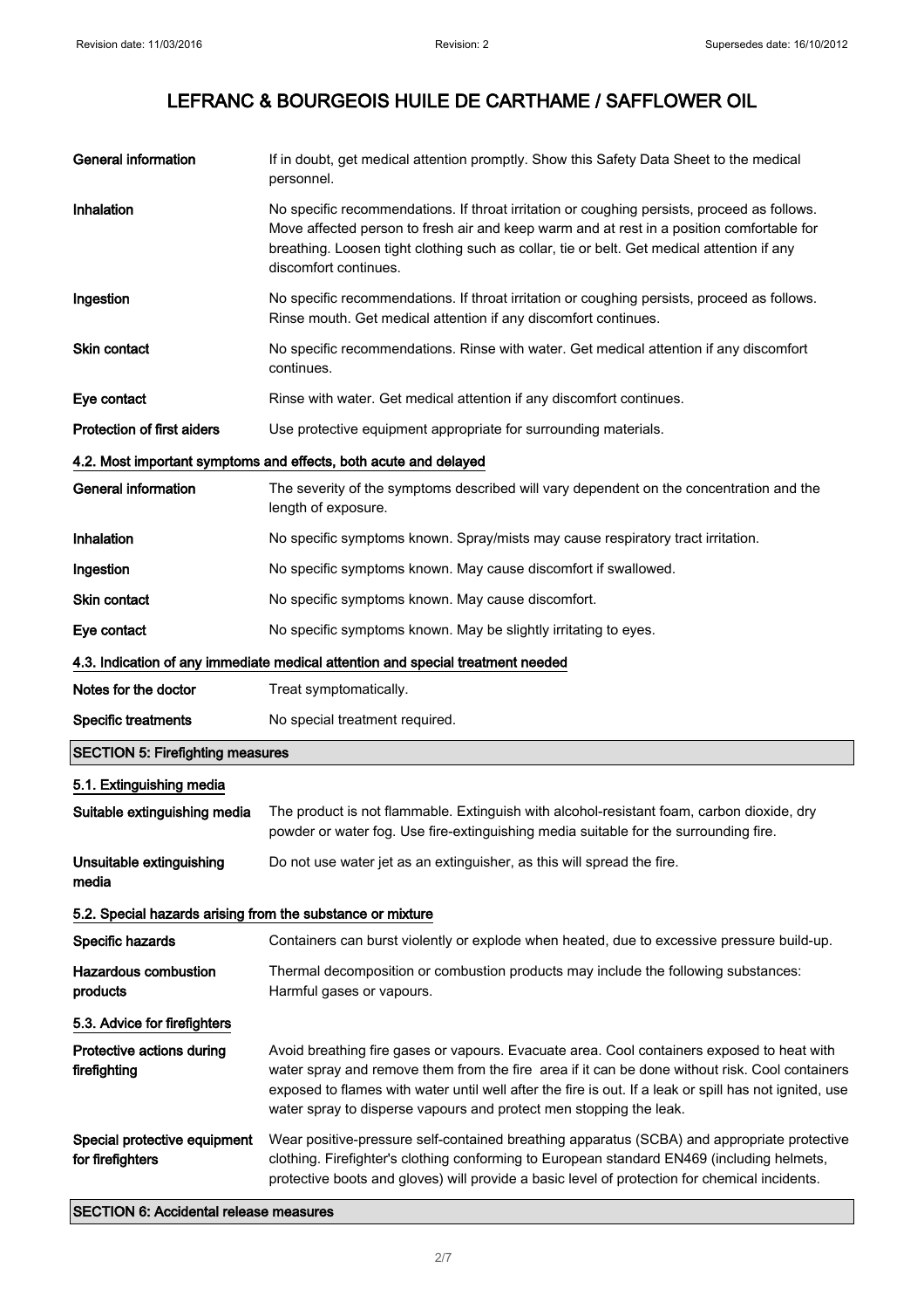# LEFRANC & BOURGEOIS HUILE DE CARTHAME / SAFFLOWER OIL

| | |
|---|---|
| **General information** | If in doubt, get medical attention promptly. Show this Safety Data Sheet to the medical personnel. |
| **Inhalation** | No specific recommendations. If throat irritation or coughing persists, proceed as follows. Move affected person to fresh air and keep warm and at rest in a position comfortable for breathing. Loosen tight clothing such as collar, tie or belt. Get medical attention if any discomfort continues. |
| **Ingestion** | No specific recommendations. If throat irritation or coughing persists, proceed as follows. Rinse mouth. Get medical attention if any discomfort continues. |
| **Skin contact** | No specific recommendations. Rinse with water. Get medical attention if any discomfort continues. |
| **Eye contact** | Rinse with water. Get medical attention if any discomfort continues. |
| **Protection of first aiders** | Use protective equipment appropriate for surrounding materials. |

### 4.2. Most important symptoms and effects, both acute and delayed

| | |
|---|---|
| **General information** | The severity of the symptoms described will vary dependent on the concentration and the length of exposure. |
| **Inhalation** | No specific symptoms known. Spray/mists may cause respiratory tract irritation. |
| **Ingestion** | No specific symptoms known. May cause discomfort if swallowed. |
| **Skin contact** | No specific symptoms known. May cause discomfort. |
| **Eye contact** | No specific symptoms known. May be slightly irritating to eyes. |

### 4.3. Indication of any immediate medical attention and special treatment needed

| | |
|---|---|
| **Notes for the doctor** | Treat symptomatically. |
| **Specific treatments** | No special treatment required. |

## SECTION 5: Firefighting measures

### 5.1. Extinguishing media

| | |
|---|---|
| **Suitable extinguishing media** | The product is not flammable. Extinguish with alcohol-resistant foam, carbon dioxide, dry powder or water fog. Use fire-extinguishing media suitable for the surrounding fire. |
| **Unsuitable extinguishing media** | Do not use water jet as an extinguisher, as this will spread the fire. |

### 5.2. Special hazards arising from the substance or mixture

| | |
|---|---|
| **Specific hazards** | Containers can burst violently or explode when heated, due to excessive pressure build-up. |
| **Hazardous combustion products** | Thermal decomposition or combustion products may include the following substances: Harmful gases or vapours. |

### 5.3. Advice for firefighters

| | |
|---|---|
| **Protective actions during firefighting** | Avoid breathing fire gases or vapours. Evacuate area. Cool containers exposed to heat with water spray and remove them from the fire area if it can be done without risk. Cool containers exposed to flames with water until well after the fire is out. If a leak or spill has not ignited, use water spray to disperse vapours and protect men stopping the leak. |
| **Special protective equipment for firefighters** | Wear positive-pressure self-contained breathing apparatus (SCBA) and appropriate protective clothing. Firefighter's clothing conforming to European standard EN469 (including helmets, protective boots and gloves) will provide a basic level of protection for chemical incidents. |

## SECTION 6: Accidental release measures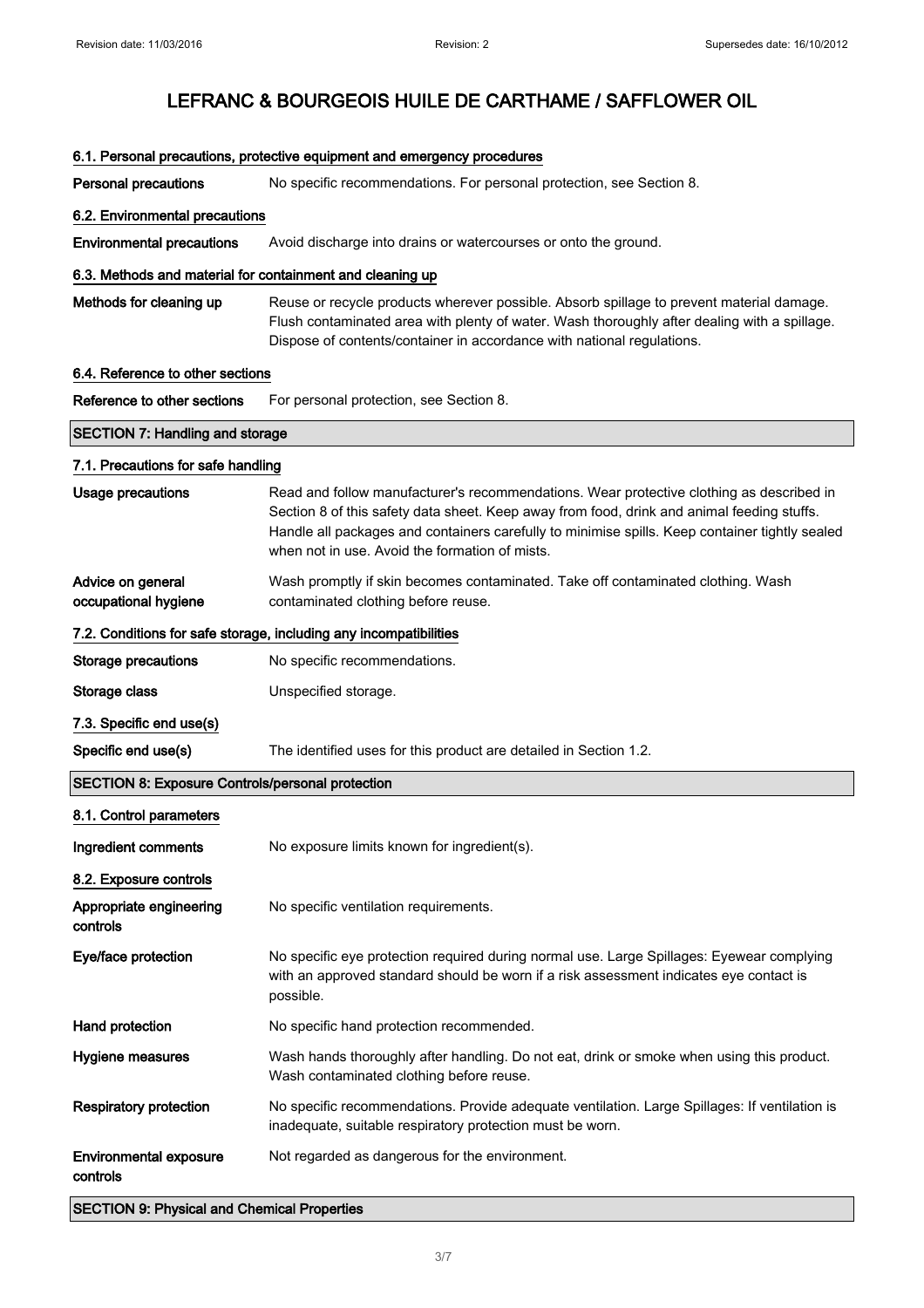# LEFRANC & BOURGEOIS HUILE DE CARTHAME / SAFFLOWER OIL

### 6.1. Personal precautions, protective equipment and emergency procedures

**Personal precautions** No specific recommendations. For personal protection, see Section 8.

### 6.2. Environmental precautions

**Environmental precautions** Avoid discharge into drains or watercourses or onto the ground.

### 6.3. Methods and material for containment and cleaning up

**Methods for cleaning up** Reuse or recycle products wherever possible. Absorb spillage to prevent material damage. Flush contaminated area with plenty of water. Wash thoroughly after dealing with a spillage. Dispose of contents/container in accordance with national regulations.

### 6.4. Reference to other sections

**Reference to other sections** For personal protection, see Section 8.

## SECTION 7: Handling and storage

### 7.1. Precautions for safe handling

**Usage precautions** Read and follow manufacturer's recommendations. Wear protective clothing as described in Section 8 of this safety data sheet. Keep away from food, drink and animal feeding stuffs. Handle all packages and containers carefully to minimise spills. Keep container tightly sealed when not in use. Avoid the formation of mists.

**Advice on general occupational hygiene** Wash promptly if skin becomes contaminated. Take off contaminated clothing. Wash contaminated clothing before reuse.

### 7.2. Conditions for safe storage, including any incompatibilities

**Storage precautions** No specific recommendations.

**Storage class** Unspecified storage.

### 7.3. Specific end use(s)

**Specific end use(s)** The identified uses for this product are detailed in Section 1.2.

## SECTION 8: Exposure Controls/personal protection

### 8.1. Control parameters

**Ingredient comments** No exposure limits known for ingredient(s).

### 8.2. Exposure controls

**Appropriate engineering controls** No specific ventilation requirements.

**Eye/face protection** No specific eye protection required during normal use. Large Spillages: Eyewear complying with an approved standard should be worn if a risk assessment indicates eye contact is possible.

**Hand protection** No specific hand protection recommended.

**Hygiene measures** Wash hands thoroughly after handling. Do not eat, drink or smoke when using this product. Wash contaminated clothing before reuse.

**Respiratory protection** No specific recommendations. Provide adequate ventilation. Large Spillages: If ventilation is inadequate, suitable respiratory protection must be worn.

**Environmental exposure controls** Not regarded as dangerous for the environment.

## SECTION 9: Physical and Chemical Properties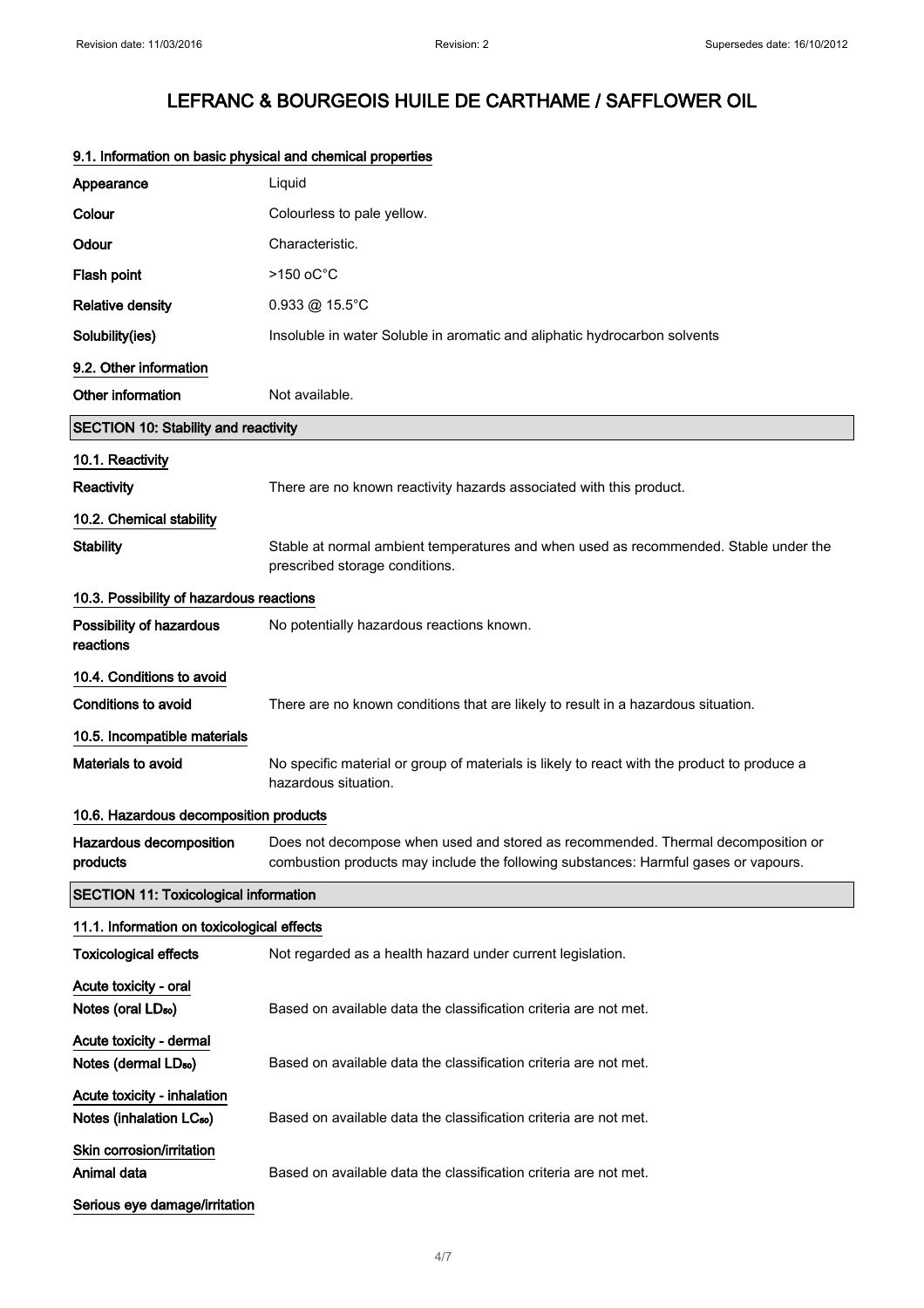# LEFRANC & BOURGEOIS HUILE DE CARTHAME / SAFFLOWER OIL

### 9.1. Information on basic physical and chemical properties

| | |
|---|---|
| **Appearance** | Liquid |
| **Colour** | Colourless to pale yellow. |
| **Odour** | Characteristic. |
| **Flash point** | >150 oC°C |
| **Relative density** | 0.933 @ 15.5°C |
| **Solubility(ies)** | Insoluble in water Soluble in aromatic and aliphatic hydrocarbon solvents |

### 9.2. Other information

| | |
|---|---|
| **Other information** | Not available. |

## SECTION 10: Stability and reactivity

### 10.1. Reactivity

| | |
|---|---|
| **Reactivity** | There are no known reactivity hazards associated with this product. |

### 10.2. Chemical stability

| | |
|---|---|
| **Stability** | Stable at normal ambient temperatures and when used as recommended. Stable under the prescribed storage conditions. |

### 10.3. Possibility of hazardous reactions

| | |
|---|---|
| **Possibility of hazardous reactions** | No potentially hazardous reactions known. |

### 10.4. Conditions to avoid

| | |
|---|---|
| **Conditions to avoid** | There are no known conditions that are likely to result in a hazardous situation. |

### 10.5. Incompatible materials

| | |
|---|---|
| **Materials to avoid** | No specific material or group of materials is likely to react with the product to produce a hazardous situation. |

### 10.6. Hazardous decomposition products

| | |
|---|---|
| **Hazardous decomposition products** | Does not decompose when used and stored as recommended. Thermal decomposition or combustion products may include the following substances: Harmful gases or vapours. |

## SECTION 11: Toxicological information

### 11.1. Information on toxicological effects

| | |
|---|---|
| **Toxicological effects** | Not regarded as a health hazard under current legislation. |

**Acute toxicity - oral**

| | |
|---|---|
| **Notes (oral $LD_{50}$)** | Based on available data the classification criteria are not met. |

**Acute toxicity - dermal**

| | |
|---|---|
| **Notes (dermal $LD_{50}$)** | Based on available data the classification criteria are not met. |

**Acute toxicity - inhalation**

| | |
|---|---|
| **Notes (inhalation $LC_{50}$)** | Based on available data the classification criteria are not met. |

**Skin corrosion/irritation**

| | |
|---|---|
| **Animal data** | Based on available data the classification criteria are not met. |

**Serious eye damage/irritation**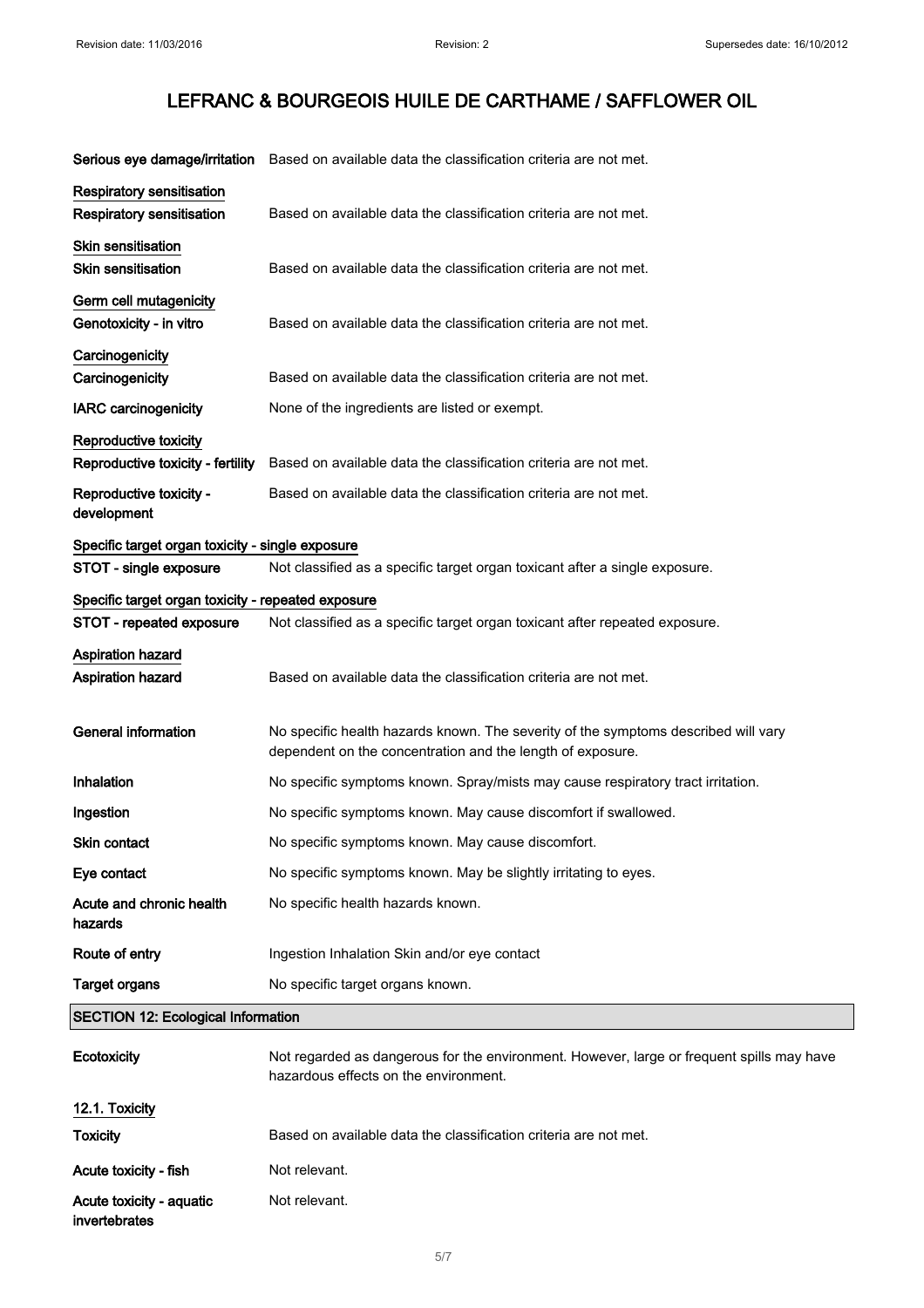| | |
|---|---|
| **Serious eye damage/irritation** | Based on available data the classification criteria are not met. |

**Respiratory sensitisation**

| | |
|---|---|
| **Respiratory sensitisation** | Based on available data the classification criteria are not met. |

**Skin sensitisation**

| | |
|---|---|
| **Skin sensitisation** | Based on available data the classification criteria are not met. |

**Germ cell mutagenicity**

| | |
|---|---|
| **Genotoxicity - in vitro** | Based on available data the classification criteria are not met. |

**Carcinogenicity**

| | |
|---|---|
| **Carcinogenicity** | Based on available data the classification criteria are not met. |
| **IARC carcinogenicity** | None of the ingredients are listed or exempt. |

**Reproductive toxicity**

| | |
|---|---|
| **Reproductive toxicity - fertility** | Based on available data the classification criteria are not met. |
| **Reproductive toxicity - development** | Based on available data the classification criteria are not met. |

**Specific target organ toxicity - single exposure**

| | |
|---|---|
| **STOT - single exposure** | Not classified as a specific target organ toxicant after a single exposure. |

**Specific target organ toxicity - repeated exposure**

| | |
|---|---|
| **STOT - repeated exposure** | Not classified as a specific target organ toxicant after repeated exposure. |

**Aspiration hazard**

| | |
|---|---|
| **Aspiration hazard** | Based on available data the classification criteria are not met. |

| | |
|---|---|
| **General information** | No specific health hazards known. The severity of the symptoms described will vary dependent on the concentration and the length of exposure. |
| **Inhalation** | No specific symptoms known. Spray/mists may cause respiratory tract irritation. |
| **Ingestion** | No specific symptoms known. May cause discomfort if swallowed. |
| **Skin contact** | No specific symptoms known. May cause discomfort. |
| **Eye contact** | No specific symptoms known. May be slightly irritating to eyes. |
| **Acute and chronic health hazards** | No specific health hazards known. |
| **Route of entry** | Ingestion Inhalation Skin and/or eye contact |
| **Target organs** | No specific target organs known. |

## SECTION 12: Ecological Information

| | |
|---|---|
| **Ecotoxicity** | Not regarded as dangerous for the environment. However, large or frequent spills may have hazardous effects on the environment. |

**12.1. Toxicity**

| | |
|---|---|
| **Toxicity** | Based on available data the classification criteria are not met. |
| **Acute toxicity - fish** | Not relevant. |
| **Acute toxicity - aquatic invertebrates** | Not relevant. |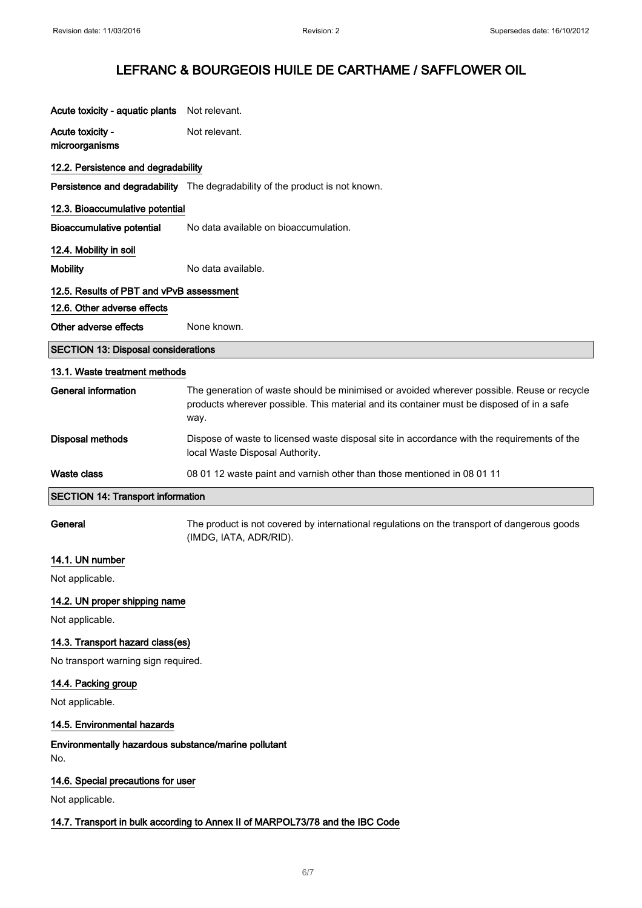# LEFRANC & BOURGEOIS HUILE DE CARTHAME / SAFFLOWER OIL

**Acute toxicity - aquatic plants** Not relevant.

**Acute toxicity - microorganisms** Not relevant.

### 12.2. Persistence and degradability

**Persistence and degradability** The degradability of the product is not known.

### 12.3. Bioaccumulative potential

**Bioaccumulative potential** No data available on bioaccumulation.

### 12.4. Mobility in soil

**Mobility** No data available.

### 12.5. Results of PBT and vPvB assessment

### 12.6. Other adverse effects

**Other adverse effects** None known.

## SECTION 13: Disposal considerations

### 13.1. Waste treatment methods

**General information** The generation of waste should be minimised or avoided wherever possible. Reuse or recycle products wherever possible. This material and its container must be disposed of in a safe way.

**Disposal methods** Dispose of waste to licensed waste disposal site in accordance with the requirements of the local Waste Disposal Authority.

**Waste class** 08 01 12 waste paint and varnish other than those mentioned in 08 01 11

## SECTION 14: Transport information

**General** The product is not covered by international regulations on the transport of dangerous goods (IMDG, IATA, ADR/RID).

### 14.1. UN number

Not applicable.

### 14.2. UN proper shipping name

Not applicable.

### 14.3. Transport hazard class(es)

No transport warning sign required.

### 14.4. Packing group

Not applicable.

### 14.5. Environmental hazards

**Environmentally hazardous substance/marine pollutant**

No.

### 14.6. Special precautions for user

Not applicable.

### 14.7. Transport in bulk according to Annex II of MARPOL73/78 and the IBC Code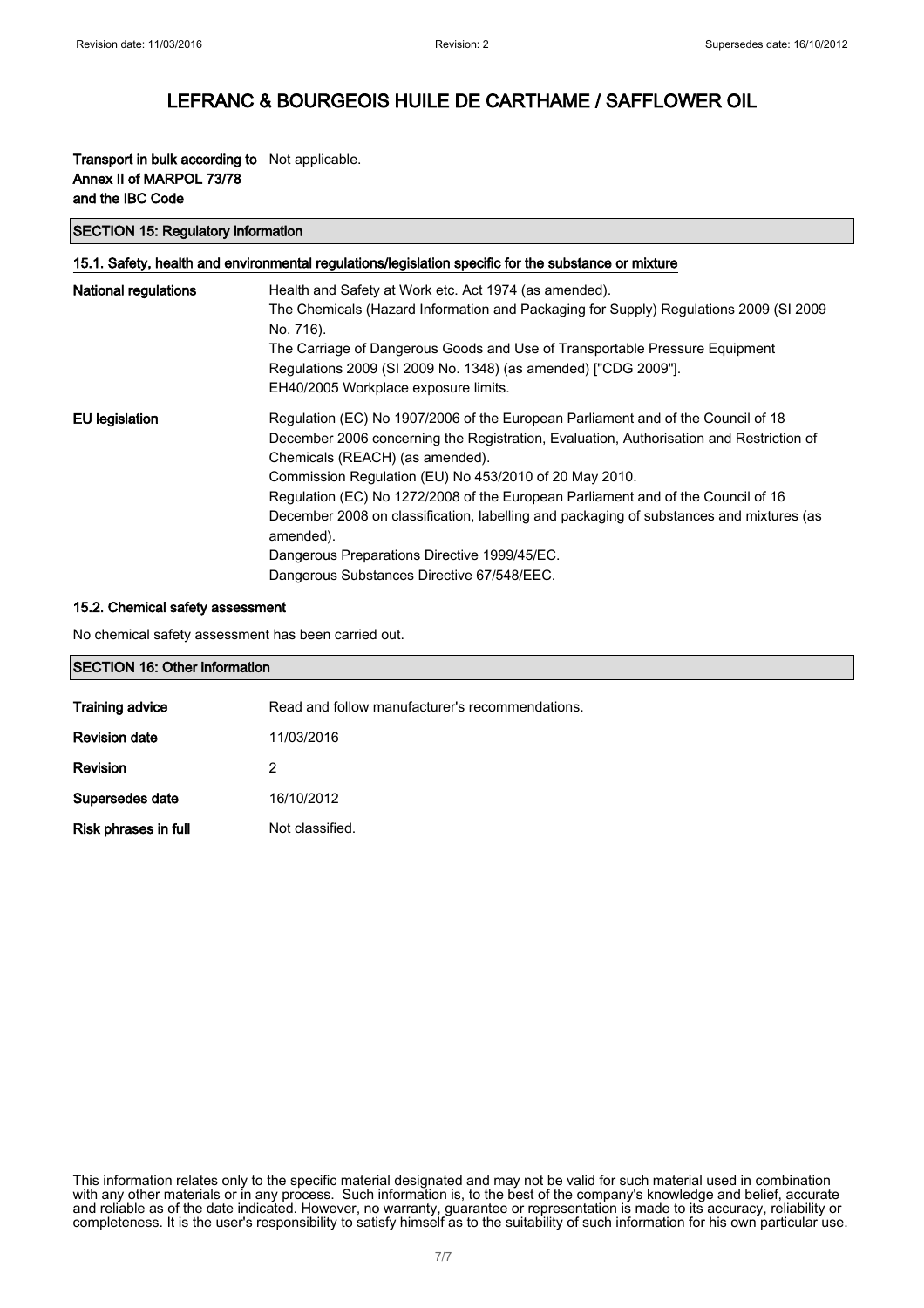# LEFRANC & BOURGEOIS HUILE DE CARTHAME / SAFFLOWER OIL

| | |
|---|---|
| **Transport in bulk according to Annex II of MARPOL 73/78 and the IBC Code** | Not applicable. |

## SECTION 15: Regulatory information

### 15.1. Safety, health and environmental regulations/legislation specific for the substance or mixture

| | |
|---|---|
| **National regulations** | Health and Safety at Work etc. Act 1974 (as amended).<br>The Chemicals (Hazard Information and Packaging for Supply) Regulations 2009 (SI 2009 No. 716).<br>The Carriage of Dangerous Goods and Use of Transportable Pressure Equipment Regulations 2009 (SI 2009 No. 1348) (as amended) ["CDG 2009"].<br>EH40/2005 Workplace exposure limits. |
| **EU legislation** | Regulation (EC) No 1907/2006 of the European Parliament and of the Council of 18 December 2006 concerning the Registration, Evaluation, Authorisation and Restriction of Chemicals (REACH) (as amended).<br>Commission Regulation (EU) No 453/2010 of 20 May 2010.<br>Regulation (EC) No 1272/2008 of the European Parliament and of the Council of 16 December 2008 on classification, labelling and packaging of substances and mixtures (as amended).<br>Dangerous Preparations Directive 1999/45/EC.<br>Dangerous Substances Directive 67/548/EEC. |

### 15.2. Chemical safety assessment

No chemical safety assessment has been carried out.

## SECTION 16: Other information

| | |
|---|---|
| **Training advice** | Read and follow manufacturer's recommendations. |
| **Revision date** | 11/03/2016 |
| **Revision** | 2 |
| **Supersedes date** | 16/10/2012 |
| **Risk phrases in full** | Not classified. |

This information relates only to the specific material designated and may not be valid for such material used in combination with any other materials or in any process. Such information is, to the best of the company's knowledge and belief, accurate and reliable as of the date indicated. However, no warranty, guarantee or representation is made to its accuracy, reliability or completeness. It is the user's responsibility to satisfy himself as to the suitability of such information for his own particular use.